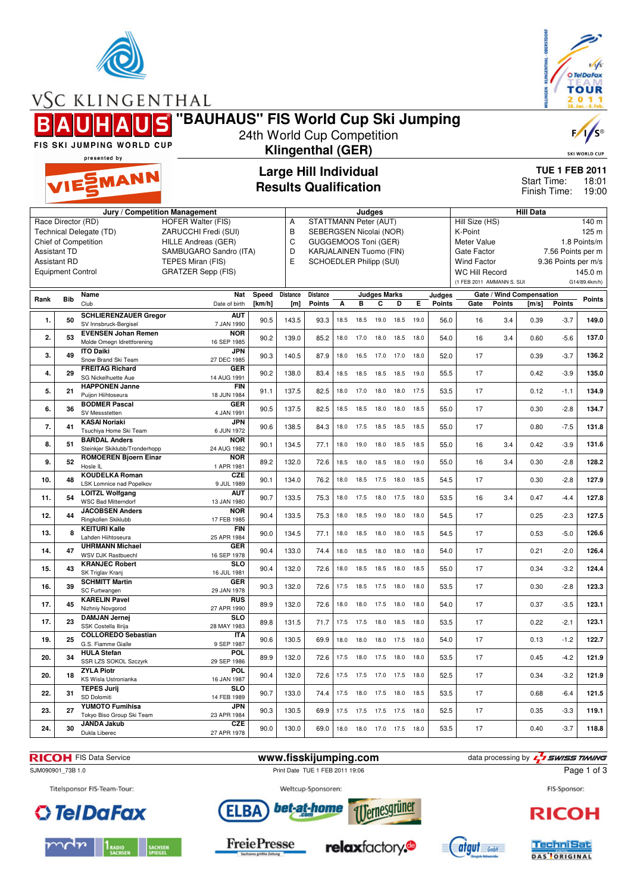VSC KLINGENTHAL

# "BAUHAUS" FIS World Cup Ski Jumping

24th World Cup Competition

**Klingenthal (GER)**

FIS SKI JUMPING WORLD CUP presented by VIESSMANN

## Large Hill Individual
## Results Qualification

**TUE 1 FEB 2011**
Start Time: 18:01
Finish Time: 19:00

| Jury / Competition Management | | Judges | | Hill Data | |
|---|---|---|---|---|---|
| Race Director (RD) | HOFER Walter (FIS) | A | STATTMANN Peter (AUT) | Hill Size (HS) | 140 m |
| Technical Delegate (TD) | ZARUCCHI Fredi (SUI) | B | SEBERGSEN Nicolai (NOR) | K-Point | 125 m |
| Chief of Competition | HILLE Andreas (GER) | C | GUGGEMOOS Toni (GER) | Meter Value | 1.8 Points/m |
| Assistant TD | SAMBUGARO Sandro (ITA) | D | KARJALAINEN Tuomo (FIN) | Gate Factor | 7.56 Points per m |
| Assistant RD | TEPES Miran (FIS) | E | SCHOEDLER Philipp (SUI) | Wind Factor | 9.36 Points per m/s |
| Equipment Control | GRATZER Sepp (FIS) | | | WC Hill Record | 145.0 m |
| | | | | (1 FEB 2011 AMMANN S. SUI | G14/89.4km/h) |

| Rank | Bib | Name / Club | Nat / Date of birth | Speed [km/h] | Distance [m] | Distance Points | A | B | C | D | E | Judges Points | Gate | Gate Points | Wind [m/s] | Wind Points | Points |
|---|---|---|---|---|---|---|---|---|---|---|---|---|---|---|---|---|---|
| 1. | 50 | **SCHLIERENZAUER Gregor** SV Innsbruck-Bergisel | AUT 7 JAN 1990 | 90.5 | 143.5 | 93.3 | 18.5 | 18.5 | 19.0 | 18.5 | 19.0 | 56.0 | 16 | 3.4 | 0.39 | -3.7 | 149.0 |
| 2. | 53 | **EVENSEN Johan Remen** Molde Omegn Idrettforening | NOR 16 SEP 1985 | 90.2 | 139.0 | 85.2 | 18.0 | 17.0 | 18.0 | 18.5 | 18.0 | 54.0 | 16 | 3.4 | 0.60 | -5.6 | 137.0 |
| 3. | 49 | **ITO Daiki** Snow Brand Ski Team | JPN 27 DEC 1985 | 90.3 | 140.5 | 87.9 | 18.0 | 16.5 | 17.0 | 17.0 | 18.0 | 52.0 | 17 | | 0.39 | -3.7 | 136.2 |
| 4. | 29 | **FREITAG Richard** SG Nickelhuette Aue | GER 14 AUG 1991 | 90.2 | 138.0 | 83.4 | 18.5 | 18.5 | 18.5 | 18.5 | 19.0 | 55.5 | 17 | | 0.42 | -3.9 | 135.0 |
| 5. | 21 | **HAPPONEN Janne** Puijon Hiihtoseura | FIN 18 JUN 1984 | 91.1 | 137.5 | 82.5 | 18.0 | 17.0 | 18.0 | 18.0 | 17.5 | 53.5 | 17 | | 0.12 | -1.1 | 134.9 |
| 6. | 36 | **BODMER Pascal** SV Messstetten | GER 4 JAN 1991 | 90.5 | 137.5 | 82.5 | 18.5 | 18.5 | 18.0 | 18.0 | 18.5 | 55.0 | 17 | | 0.30 | -2.8 | 134.7 |
| 7. | 41 | **KASAI Noriaki** Tsuchiya Home Ski Team | JPN 6 JUN 1972 | 90.6 | 138.5 | 84.3 | 18.0 | 17.5 | 18.5 | 18.5 | 18.5 | 55.0 | 17 | | 0.80 | -7.5 | 131.8 |
| 8. | 51 | **BARDAL Anders** Steinkjer Skiklubb/Tronderhopp | NOR 24 AUG 1982 | 90.1 | 134.5 | 77.1 | 18.0 | 19.0 | 18.0 | 18.5 | 18.5 | 55.0 | 16 | 3.4 | 0.42 | -3.9 | 131.6 |
| 9. | 52 | **ROMOEREN Bjoern Einar** Hosle IL | NOR 1 APR 1981 | 89.2 | 132.0 | 72.6 | 18.5 | 18.0 | 18.5 | 18.0 | 19.0 | 55.0 | 16 | 3.4 | 0.30 | -2.8 | 128.2 |
| 10. | 48 | **KOUDELKA Roman** LSK Lomnice nad Popelkov | CZE 9 JUL 1989 | 90.1 | 134.0 | 76.2 | 18.0 | 18.5 | 17.5 | 18.0 | 18.5 | 54.5 | 17 | | 0.30 | -2.8 | 127.9 |
| 11. | 54 | **LOITZL Wolfgang** WSC Bad Mitterndorf | AUT 13 JAN 1980 | 90.7 | 133.5 | 75.3 | 18.0 | 17.5 | 18.0 | 17.5 | 18.0 | 53.5 | 16 | 3.4 | 0.47 | -4.4 | 127.8 |
| 12. | 44 | **JACOBSEN Anders** Ringkollen Skiklubb | NOR 17 FEB 1985 | 90.4 | 133.5 | 75.3 | 18.0 | 18.5 | 19.0 | 18.0 | 18.0 | 54.5 | 17 | | 0.25 | -2.3 | 127.5 |
| 13. | 8 | **KEITURI Kalle** Lahden Hiihtoseura | FIN 25 APR 1984 | 90.0 | 134.5 | 77.1 | 18.0 | 18.5 | 18.0 | 18.0 | 18.5 | 54.5 | 17 | | 0.53 | -5.0 | 126.6 |
| 14. | 47 | **UHRMANN Michael** WSV DJK Rastbuechl | GER 16 SEP 1978 | 90.4 | 133.0 | 74.4 | 18.0 | 18.5 | 18.0 | 18.0 | 18.0 | 54.0 | 17 | | 0.21 | -2.0 | 126.4 |
| 15. | 43 | **KRANJEC Robert** SK Triglav Kranj | SLO 16 JUL 1981 | 90.4 | 132.0 | 72.6 | 18.0 | 18.5 | 18.5 | 18.0 | 18.5 | 55.0 | 17 | | 0.34 | -3.2 | 124.4 |
| 16. | 39 | **SCHMITT Martin** SC Furtwangen | GER 29 JAN 1978 | 90.3 | 132.0 | 72.6 | 17.5 | 18.5 | 17.5 | 18.0 | 18.0 | 53.5 | 17 | | 0.30 | -2.8 | 123.3 |
| 17. | 45 | **KARELIN Pavel** Nizhniy Novgorod | RUS 27 APR 1990 | 89.9 | 132.0 | 72.6 | 18.0 | 18.0 | 17.5 | 18.0 | 18.0 | 54.0 | 17 | | 0.37 | -3.5 | 123.1 |
| 17. | 23 | **DAMJAN Jernej** SSK Costella Ilirija | SLO 28 MAY 1983 | 89.8 | 131.5 | 71.7 | 17.5 | 17.5 | 18.0 | 18.5 | 18.0 | 53.5 | 17 | | 0.22 | -2.1 | 123.1 |
| 19. | 25 | **COLLOREDO Sebastian** G.S. Fiamme Gialle | ITA 9 SEP 1987 | 90.6 | 130.5 | 69.9 | 18.0 | 18.0 | 18.0 | 17.5 | 18.0 | 54.0 | 17 | | 0.13 | -1.2 | 122.7 |
| 20. | 34 | **HULA Stefan** SSR LZS SOKOL Szczyrk | POL 29 SEP 1986 | 89.9 | 132.0 | 72.6 | 17.5 | 18.0 | 17.5 | 18.0 | 18.0 | 53.5 | 17 | | 0.45 | -4.2 | 121.9 |
| 20. | 18 | **ZYLA Piotr** KS Wisla Ustronianka | POL 16 JAN 1987 | 90.4 | 132.0 | 72.6 | 17.5 | 17.5 | 17.0 | 17.5 | 18.0 | 52.5 | 17 | | 0.34 | -3.2 | 121.9 |
| 22. | 31 | **TEPES Jurij** SD Dolomiti | SLO 14 FEB 1989 | 90.7 | 133.0 | 74.4 | 17.5 | 18.0 | 17.5 | 18.0 | 18.5 | 53.5 | 17 | | 0.68 | -6.4 | 121.5 |
| 23. | 27 | **YUMOTO Fumihisa** Tokyo Biso Group Ski Team | JPN 23 APR 1984 | 90.3 | 130.5 | 69.9 | 17.5 | 17.5 | 17.5 | 17.5 | 18.0 | 52.5 | 17 | | 0.35 | -3.3 | 119.1 |
| 24. | 30 | **JANDA Jakub** Dukla Liberec | CZE 27 APR 1978 | 90.0 | 130.0 | 69.0 | 18.0 | 18.0 | 17.0 | 17.5 | 18.0 | 53.5 | 17 | | 0.40 | -3.7 | 118.8 |

RICOH FIS Data Service — www.fisskijumping.com — data processing by SWISS TIMING

SJM090901_73B 1.0 — Print Date TUE 1 FEB 2011 19:06

Titelsponsor FIS-Team-Tour: TelDaFax — Weltcup-Sponsoren: ELBA, bet-at-home.com, Wernesgrüner, mdr, Radio Sachsen, Sachsen Spiegel, Freie Presse, relaxfactory.de, afgut — FIS-Sponsor: RICOH, TechniSat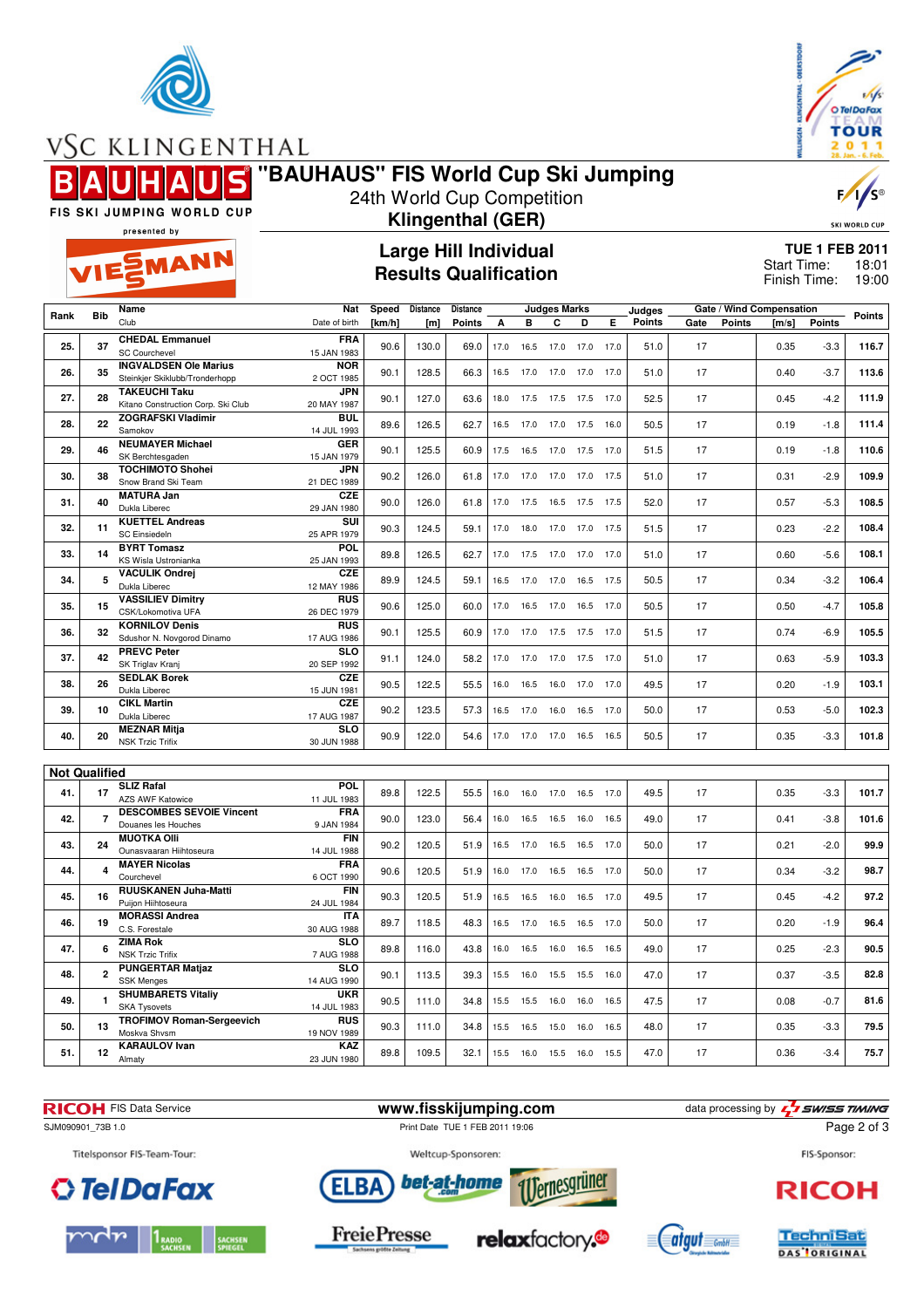# "BAUHAUS" FIS World Cup Ski Jumping

24th World Cup Competition

**Klingenthal (GER)**

## Large Hill Individual
## Results Qualification

**TUE 1 FEB 2011**
Start Time: 18:01
Finish Time: 19:00

| Rank | Bib | Name / Club | Nat / Date of birth | Speed [km/h] | Distance [m] | Distance Points | A | B | C | D | E | Judges Points | Gate | Gate Points | Wind [m/s] | Wind Points | Points |
|---|---|---|---|---|---|---|---|---|---|---|---|---|---|---|---|---|---|
| 25. | 37 | **CHEDAL Emmanuel** SC Courchevel | **FRA** 15 JAN 1983 | 90.6 | 130.0 | 69.0 | 17.0 | 16.5 | 17.0 | 17.0 | 17.0 | 51.0 | 17 | | 0.35 | -3.3 | **116.7** |
| 26. | 35 | **INGVALDSEN Ole Marius** Steinkjer Skiklubb/Tronderhopp | **NOR** 2 OCT 1985 | 90.1 | 128.5 | 66.3 | 16.5 | 17.0 | 17.0 | 17.0 | 17.0 | 51.0 | 17 | | 0.40 | -3.7 | **113.6** |
| 27. | 28 | **TAKEUCHI Taku** Kitano Construction Corp. Ski Club | **JPN** 20 MAY 1987 | 90.1 | 127.0 | 63.6 | 18.0 | 17.5 | 17.5 | 17.5 | 17.0 | 52.5 | 17 | | 0.45 | -4.2 | **111.9** |
| 28. | 22 | **ZOGRAFSKI Vladimir** Samokov | **BUL** 14 JUL 1993 | 89.6 | 126.5 | 62.7 | 16.5 | 17.0 | 17.0 | 17.5 | 16.0 | 50.5 | 17 | | 0.19 | -1.8 | **111.4** |
| 29. | 46 | **NEUMAYER Michael** SK Berchtesgaden | **GER** 15 JAN 1979 | 90.1 | 125.5 | 60.9 | 17.5 | 16.5 | 17.0 | 17.5 | 17.0 | 51.5 | 17 | | 0.19 | -1.8 | **110.6** |
| 30. | 38 | **TOCHIMOTO Shohei** Snow Brand Ski Team | **JPN** 21 DEC 1989 | 90.2 | 126.0 | 61.8 | 17.0 | 17.0 | 17.0 | 17.0 | 17.5 | 51.0 | 17 | | 0.31 | -2.9 | **109.9** |
| 31. | 40 | **MATURA Jan** Dukla Liberec | **CZE** 29 JAN 1980 | 90.0 | 126.0 | 61.8 | 17.0 | 17.5 | 16.5 | 17.5 | 17.5 | 52.0 | 17 | | 0.57 | -5.3 | **108.5** |
| 32. | 11 | **KUETTEL Andreas** SC Einsiedeln | **SUI** 25 APR 1979 | 90.3 | 124.5 | 59.1 | 17.0 | 18.0 | 17.0 | 17.0 | 17.5 | 51.5 | 17 | | 0.23 | -2.2 | **108.4** |
| 33. | 14 | **BYRT Tomasz** KS Wisla Ustronianka | **POL** 25 JAN 1993 | 89.8 | 126.5 | 62.7 | 17.0 | 17.5 | 17.0 | 17.0 | 17.0 | 51.0 | 17 | | 0.60 | -5.6 | **108.1** |
| 34. | 5 | **VACULIK Ondrej** Dukla Liberec | **CZE** 12 MAY 1986 | 89.9 | 124.5 | 59.1 | 16.5 | 17.0 | 17.0 | 16.5 | 17.5 | 50.5 | 17 | | 0.34 | -3.2 | **106.4** |
| 35. | 15 | **VASSILIEV Dimitry** CSK/Lokomotiva UFA | **RUS** 26 DEC 1979 | 90.6 | 125.0 | 60.0 | 17.0 | 16.5 | 17.0 | 16.5 | 17.0 | 50.5 | 17 | | 0.50 | -4.7 | **105.8** |
| 36. | 32 | **KORNILOV Denis** Sdushor N. Novgorod Dinamo | **RUS** 17 AUG 1986 | 90.1 | 125.5 | 60.9 | 17.0 | 17.0 | 17.5 | 17.5 | 17.0 | 51.5 | 17 | | 0.74 | -6.9 | **105.5** |
| 37. | 42 | **PREVC Peter** SK Triglav Kranj | **SLO** 20 SEP 1992 | 91.1 | 124.0 | 58.2 | 17.0 | 17.0 | 17.0 | 17.5 | 17.0 | 51.0 | 17 | | 0.63 | -5.9 | **103.3** |
| 38. | 26 | **SEDLAK Borek** Dukla Liberec | **CZE** 15 JUN 1981 | 90.5 | 122.5 | 55.5 | 16.0 | 16.5 | 16.0 | 17.0 | 17.0 | 49.5 | 17 | | 0.20 | -1.9 | **103.1** |
| 39. | 10 | **CIKL Martin** Dukla Liberec | **CZE** 17 AUG 1987 | 90.2 | 123.5 | 57.3 | 16.5 | 17.0 | 16.0 | 16.5 | 17.0 | 50.0 | 17 | | 0.53 | -5.0 | **102.3** |
| 40. | 20 | **MEZNAR Mitja** NSK Trzic Trifix | **SLO** 30 JUN 1988 | 90.9 | 122.0 | 54.6 | 17.0 | 17.0 | 17.0 | 16.5 | 16.5 | 50.5 | 17 | | 0.35 | -3.3 | **101.8** |

**Not Qualified**

| Rank | Bib | Name / Club | Nat / Date of birth | Speed [km/h] | Distance [m] | Distance Points | A | B | C | D | E | Judges Points | Gate | Gate Points | Wind [m/s] | Wind Points | Points |
|---|---|---|---|---|---|---|---|---|---|---|---|---|---|---|---|---|---|
| 41. | 17 | **SLIZ Rafal** AZS AWF Katowice | **POL** 11 JUL 1983 | 89.8 | 122.5 | 55.5 | 16.0 | 16.0 | 17.0 | 16.5 | 17.0 | 49.5 | 17 | | 0.35 | -3.3 | **101.7** |
| 42. | 7 | **DESCOMBES SEVOIE Vincent** Douanes les Houches | **FRA** 9 JAN 1984 | 90.0 | 123.0 | 56.4 | 16.0 | 16.5 | 16.5 | 16.0 | 16.5 | 49.0 | 17 | | 0.41 | -3.8 | **101.6** |
| 43. | 24 | **MUOTKA Olli** Ounasvaaran Hiihtoseura | **FIN** 14 JUL 1988 | 90.2 | 120.5 | 51.9 | 16.5 | 17.0 | 16.5 | 16.5 | 17.0 | 50.0 | 17 | | 0.21 | -2.0 | **99.9** |
| 44. | 4 | **MAYER Nicolas** Courchevel | **FRA** 6 OCT 1990 | 90.6 | 120.5 | 51.9 | 16.0 | 17.0 | 16.5 | 16.5 | 17.0 | 50.0 | 17 | | 0.34 | -3.2 | **98.7** |
| 45. | 16 | **RUUSKANEN Juha-Matti** Puijon Hiihtoseura | **FIN** 24 JUL 1984 | 90.3 | 120.5 | 51.9 | 16.5 | 16.5 | 16.0 | 16.5 | 17.0 | 49.5 | 17 | | 0.45 | -4.2 | **97.2** |
| 46. | 19 | **MORASSI Andrea** C.S. Forestale | **ITA** 30 AUG 1988 | 89.7 | 118.5 | 48.3 | 16.5 | 17.0 | 16.5 | 16.5 | 17.0 | 50.0 | 17 | | 0.20 | -1.9 | **96.4** |
| 47. | 6 | **ZIMA Rok** NSK Trzic Trifix | **SLO** 7 AUG 1988 | 89.8 | 116.0 | 43.8 | 16.0 | 16.5 | 16.0 | 16.5 | 16.5 | 49.0 | 17 | | 0.25 | -2.3 | **90.5** |
| 48. | 2 | **PUNGERTAR Matjaz** SSK Menges | **SLO** 14 AUG 1990 | 90.1 | 113.5 | 39.3 | 15.5 | 16.0 | 15.5 | 15.5 | 16.0 | 47.0 | 17 | | 0.37 | -3.5 | **82.8** |
| 49. | 1 | **SHUMBARETS Vitaliy** SKA Tysovets | **UKR** 14 JUL 1983 | 90.5 | 111.0 | 34.8 | 15.5 | 15.5 | 16.0 | 16.0 | 16.5 | 47.5 | 17 | | 0.08 | -0.7 | **81.6** |
| 50. | 13 | **TROFIMOV Roman-Sergeevich** Moskva Shvsm | **RUS** 19 NOV 1989 | 90.3 | 111.0 | 34.8 | 15.5 | 16.5 | 15.0 | 16.0 | 16.5 | 48.0 | 17 | | 0.35 | -3.3 | **79.5** |
| 51. | 12 | **KARAULOV Ivan** Almaty | **KAZ** 23 JUN 1980 | 89.8 | 109.5 | 32.1 | 15.5 | 16.0 | 15.5 | 16.0 | 15.5 | 47.0 | 17 | | 0.36 | -3.4 | **75.7** |

RICOH FIS Data Service www.fisskijumping.com data processing by SWISS TIMING
SJM090901_73B 1.0 Print Date TUE 1 FEB 2011 19:06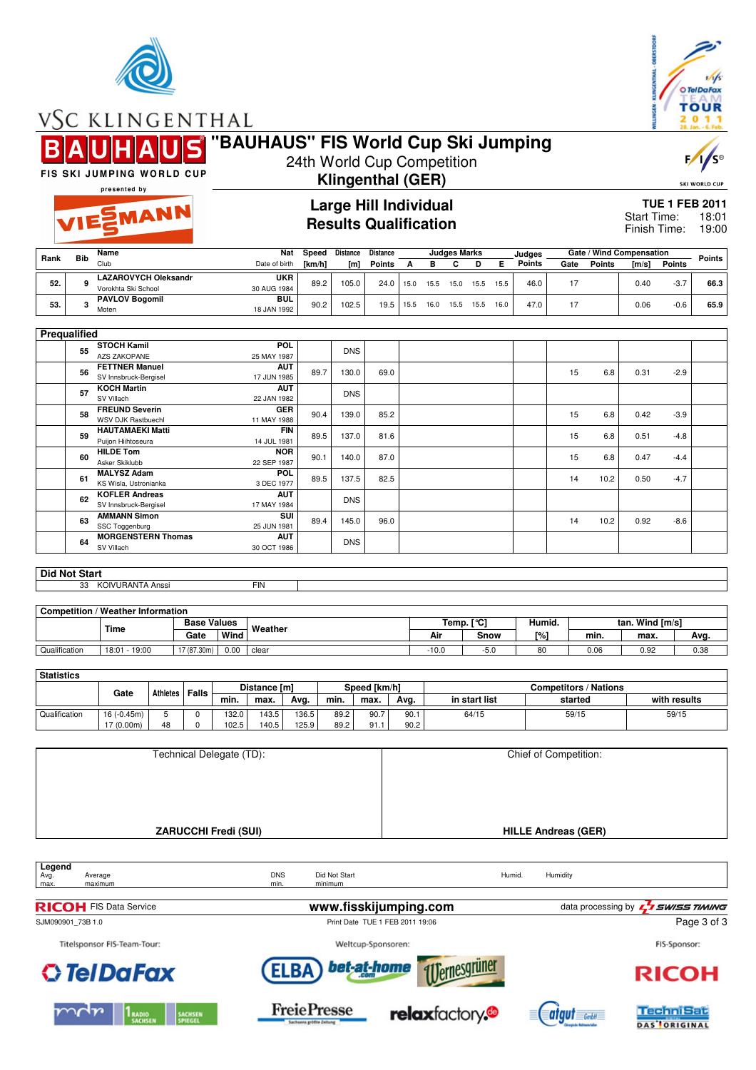# "BAUHAUS" FIS World Cup Ski Jumping

24th World Cup Competition

**Klingenthal (GER)**

## Large Hill Individual
## Results Qualification

**TUE 1 FEB 2011**
Start Time: 18:01
Finish Time: 19:00

| Rank | Bib | Name / Club | Nat / Date of birth | Speed [km/h] | Distance [m] | Distance Points | A | B | C | D | E | Judges Points | Gate | Gate Points | [m/s] | Wind Points | Points |
|---|---|---|---|---|---|---|---|---|---|---|---|---|---|---|---|---|---|
| 52. | 9 | LAZAROVYCH Oleksandr / Vorokhta Ski School | UKR / 30 AUG 1984 | 89.2 | 105.0 | 24.0 | 15.0 | 15.5 | 15.0 | 15.5 | 15.5 | 46.0 | 17 | | 0.40 | -3.7 | 66.3 |
| 53. | 3 | PAVLOV Bogomil / Moten | BUL / 18 JAN 1992 | 90.2 | 102.5 | 19.5 | 15.5 | 16.0 | 15.5 | 15.5 | 16.0 | 47.0 | 17 | | 0.06 | -0.6 | 65.9 |

### Prequalified

| Rank | Bib | Name / Club | Nat / Date of birth | Speed [km/h] | Distance [m] | Distance Points | Judges Marks | Judges Points | Gate | Gate Points | [m/s] | Wind Points | Points |
|---|---|---|---|---|---|---|---|---|---|---|---|---|---|
| | 55 | STOCH Kamil / AZS ZAKOPANE | POL / 25 MAY 1987 | | DNS | | | | | | | | |
| | 56 | FETTNER Manuel / SV Innsbruck-Bergisel | AUT / 17 JUN 1985 | 89.7 | 130.0 | 69.0 | | | 15 | 6.8 | 0.31 | -2.9 | |
| | 57 | KOCH Martin / SV Villach | AUT / 22 JAN 1982 | | DNS | | | | | | | | |
| | 58 | FREUND Severin / WSV DJK Rastbuechl | GER / 11 MAY 1988 | 90.4 | 139.0 | 85.2 | | | 15 | 6.8 | 0.42 | -3.9 | |
| | 59 | HAUTAMAEKI Matti / Puijon Hiihtoseura | FIN / 14 JUL 1981 | 89.5 | 137.0 | 81.6 | | | 15 | 6.8 | 0.51 | -4.8 | |
| | 60 | HILDE Tom / Asker Skiklubb | NOR / 22 SEP 1987 | 90.1 | 140.0 | 87.0 | | | 15 | 6.8 | 0.47 | -4.4 | |
| | 61 | MALYSZ Adam / KS Wisla, Ustronianka | POL / 3 DEC 1977 | 89.5 | 137.5 | 82.5 | | | 14 | 10.2 | 0.50 | -4.7 | |
| | 62 | KOFLER Andreas / SV Innsbruck-Bergisel | AUT / 17 MAY 1984 | | DNS | | | | | | | | |
| | 63 | AMMANN Simon / SSC Toggenburg | SUI / 25 JUN 1981 | 89.4 | 145.0 | 96.0 | | | 14 | 10.2 | 0.92 | -8.6 | |
| | 64 | MORGENSTERN Thomas / SV Villach | AUT / 30 OCT 1986 | | DNS | | | | | | | | |

### Did Not Start

| Bib | Name | Nat |
|---|---|---|
| 33 | KOIVURANTA Anssi | FIN |

### Competition / Weather Information

| | Time | Base Values Gate | Base Values Wind | Weather | Temp. [°C] Air | Temp. [°C] Snow | Humid. [%] | tan. Wind [m/s] min. | max. | Avg. |
|---|---|---|---|---|---|---|---|---|---|---|
| Qualification | 18:01 - 19:00 | 17 (87.30m) | 0.00 | clear | -10.0 | -5.0 | 80 | 0.06 | 0.92 | 0.38 |

### Statistics

| | Gate | Athletes | Falls | Distance [m] min. | max. | Avg. | Speed [km/h] min. | max. | Avg. | in start list | started | with results |
|---|---|---|---|---|---|---|---|---|---|---|---|---|
| Qualification | 16 (-0.45m) | 5 | 0 | 132.0 | 143.5 | 136.5 | 89.2 | 90.7 | 90.1 | 64/15 | 59/15 | 59/15 |
| | 17 (0.00m) | 48 | 0 | 102.5 | 140.5 | 125.9 | 89.2 | 91.1 | 90.2 | | | |

| Technical Delegate (TD): | Chief of Competition: |
|---|---|
| ZARUCCHI Fredi (SUI) | HILLE Andreas (GER) |

**Legend**
Avg. Average; max. maximum; DNS Did Not Start; min. minimum; Humid. Humidity

RICOH FIS Data Service — www.fisskijumping.com — data processing by SWISS TIMING

SJM090901_73B 1.0 — Print Date TUE 1 FEB 2011 19:06